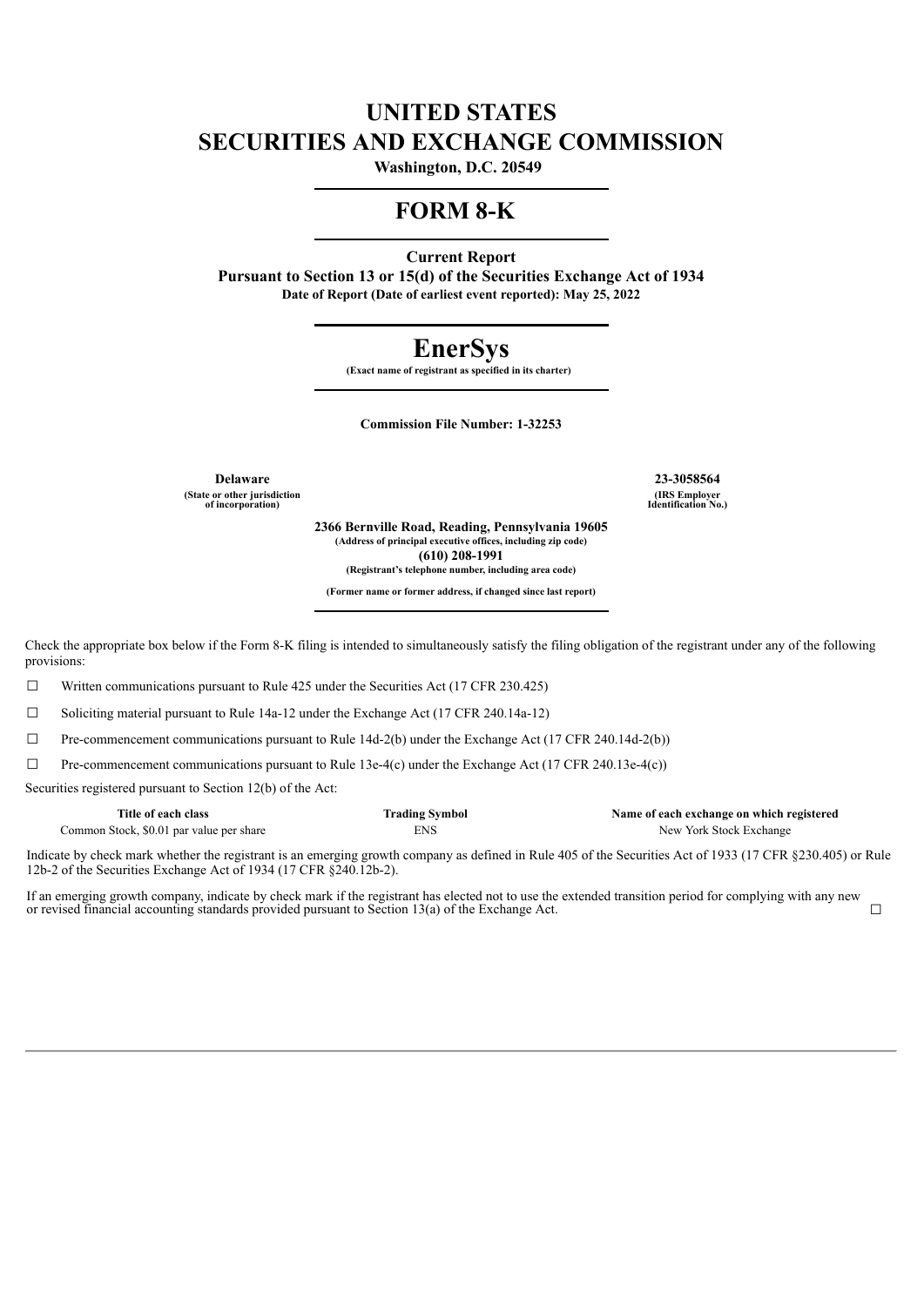# UNITED STATES
# SECURITIES AND EXCHANGE COMMISSION

**Washington, D.C. 20549**

## FORM 8-K

**Current Report**
**Pursuant to Section 13 or 15(d) of the Securities Exchange Act of 1934**
**Date of Report (Date of earliest event reported): May 25, 2022**

# EnerSys

**(Exact name of registrant as specified in its charter)**

**Commission File Number: 1-32253**

| **Delaware** | **23-3058564** |
|---|---|
| **(State or other jurisdiction of incorporation)** | **(IRS Employer Identification No.)** |

**2366 Bernville Road, Reading, Pennsylvania 19605**
**(Address of principal executive offices, including zip code)**
**(610) 208-1991**
**(Registrant's telephone number, including area code)**

**(Former name or former address, if changed since last report)**

Check the appropriate box below if the Form 8-K filing is intended to simultaneously satisfy the filing obligation of the registrant under any of the following provisions:

☐ Written communications pursuant to Rule 425 under the Securities Act (17 CFR 230.425)

☐ Soliciting material pursuant to Rule 14a-12 under the Exchange Act (17 CFR 240.14a-12)

☐ Pre-commencement communications pursuant to Rule 14d-2(b) under the Exchange Act (17 CFR 240.14d-2(b))

☐ Pre-commencement communications pursuant to Rule 13e-4(c) under the Exchange Act (17 CFR 240.13e-4(c))

Securities registered pursuant to Section 12(b) of the Act:

| Title of each class | Trading Symbol | Name of each exchange on which registered |
|---|---|---|
| Common Stock, $0.01 par value per share | ENS | New York Stock Exchange |

Indicate by check mark whether the registrant is an emerging growth company as defined in Rule 405 of the Securities Act of 1933 (17 CFR §230.405) or Rule 12b-2 of the Securities Exchange Act of 1934 (17 CFR §240.12b-2).

If an emerging growth company, indicate by check mark if the registrant has elected not to use the extended transition period for complying with any new or revised financial accounting standards provided pursuant to Section 13(a) of the Exchange Act. ☐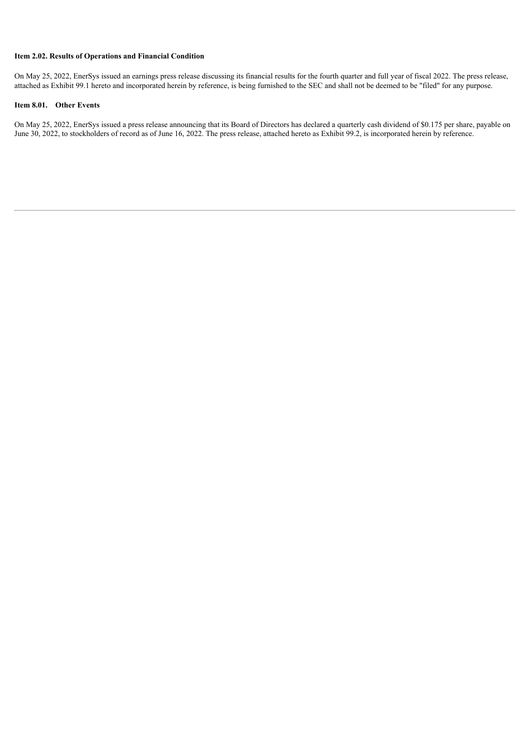**Item 2.02. Results of Operations and Financial Condition**

On May 25, 2022, EnerSys issued an earnings press release discussing its financial results for the fourth quarter and full year of fiscal 2022. The press release, attached as Exhibit 99.1 hereto and incorporated herein by reference, is being furnished to the SEC and shall not be deemed to be "filed" for any purpose.

**Item 8.01. Other Events**

On May 25, 2022, EnerSys issued a press release announcing that its Board of Directors has declared a quarterly cash dividend of $0.175 per share, payable on June 30, 2022, to stockholders of record as of June 16, 2022. The press release, attached hereto as Exhibit 99.2, is incorporated herein by reference.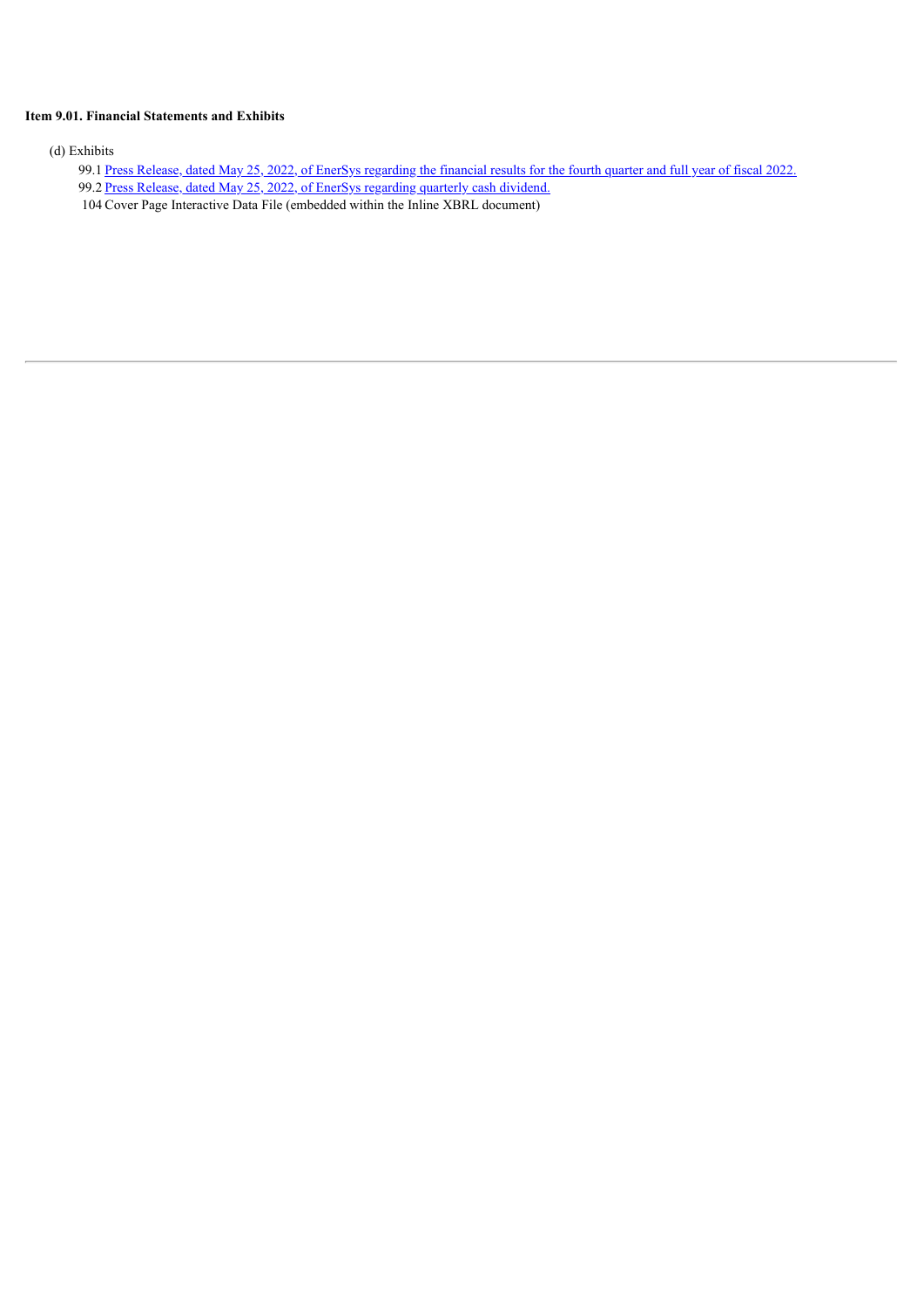**Item 9.01. Financial Statements and Exhibits**

(d) Exhibits

99.1 Press Release, dated May 25, 2022, of EnerSys regarding the financial results for the fourth quarter and full year of fiscal 2022.

99.2 Press Release, dated May 25, 2022, of EnerSys regarding quarterly cash dividend.

104 Cover Page Interactive Data File (embedded within the Inline XBRL document)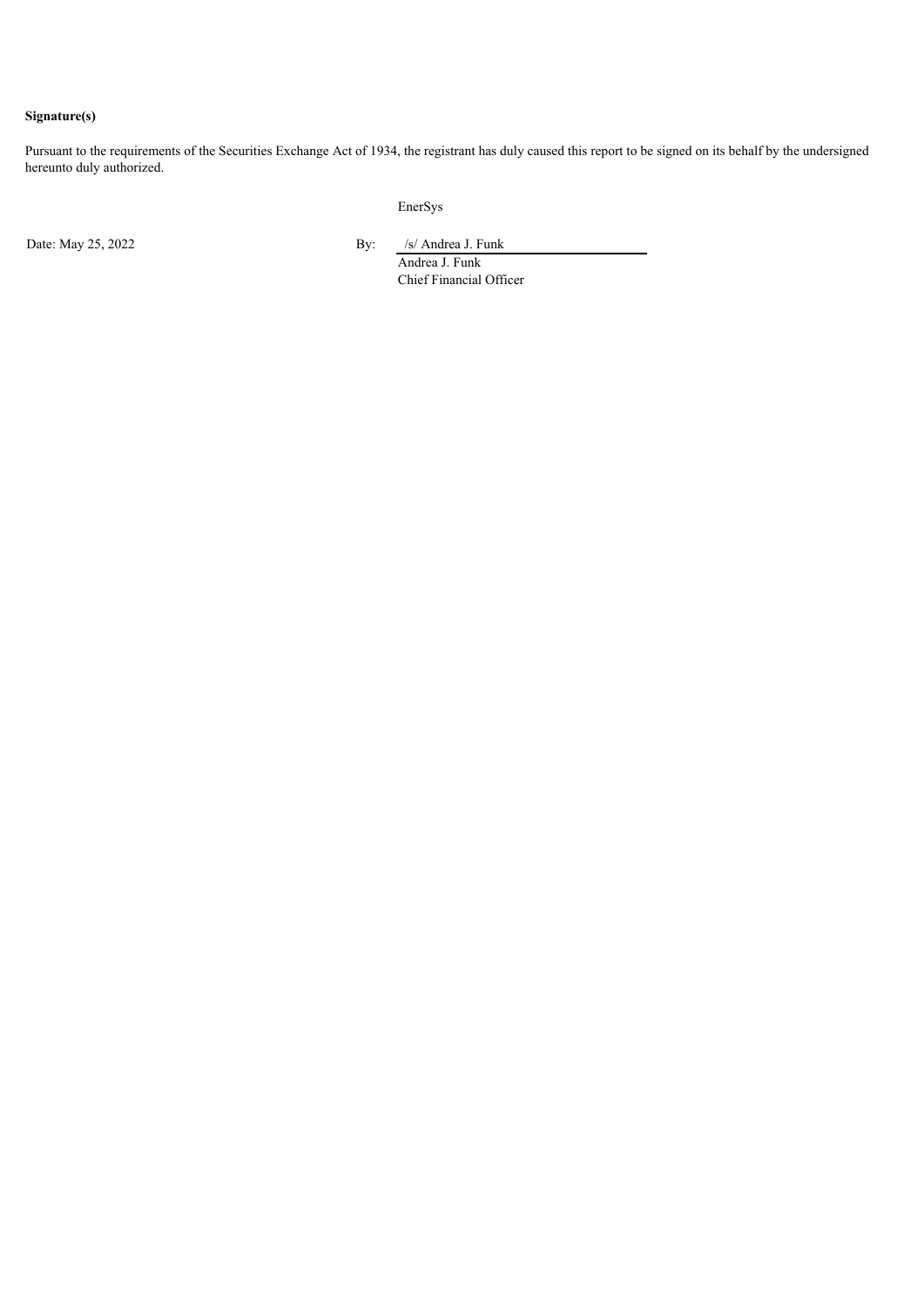**Signature(s)**

Pursuant to the requirements of the Securities Exchange Act of 1934, the registrant has duly caused this report to be signed on its behalf by the undersigned hereunto duly authorized.

EnerSys

Date: May 25, 2022

By: /s/ Andrea J. Funk

Andrea J. Funk

Chief Financial Officer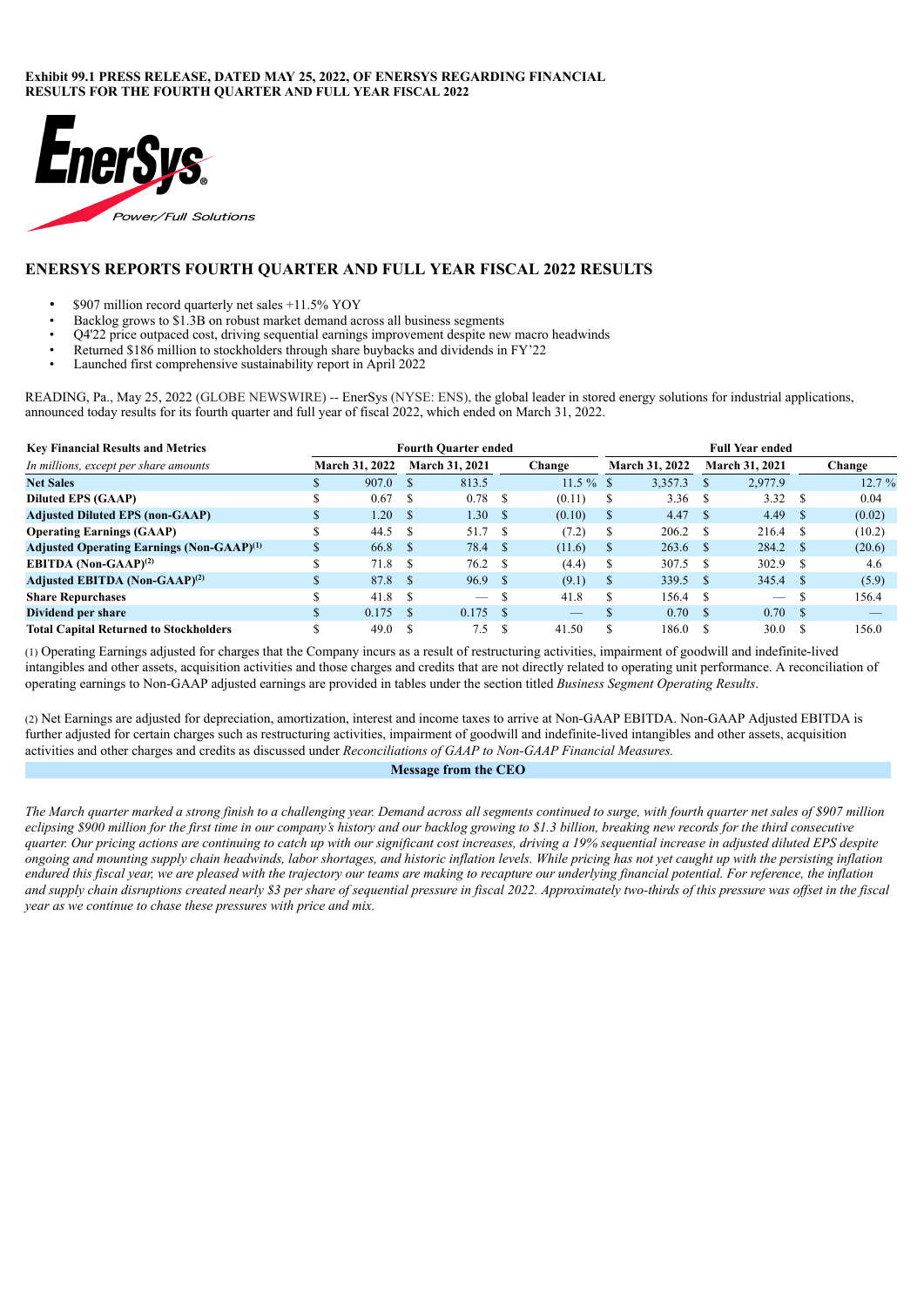**Exhibit 99.1 PRESS RELEASE, DATED MAY 25, 2022, OF ENERSYS REGARDING FINANCIAL RESULTS FOR THE FOURTH QUARTER AND FULL YEAR FISCAL 2022**

## ENERSYS REPORTS FOURTH QUARTER AND FULL YEAR FISCAL 2022 RESULTS

- $907 million record quarterly net sales +11.5% YOY
- Backlog grows to $1.3B on robust market demand across all business segments
- Q4'22 price outpaced cost, driving sequential earnings improvement despite new macro headwinds
- Returned $186 million to stockholders through share buybacks and dividends in FY'22
- Launched first comprehensive sustainability report in April 2022

READING, Pa., May 25, 2022 (GLOBE NEWSWIRE) -- EnerSys (NYSE: ENS), the global leader in stored energy solutions for industrial applications, announced today results for its fourth quarter and full year of fiscal 2022, which ended on March 31, 2022.

| **Key Financial Results and Metrics** | **Fourth Quarter ended** | | | **Full Year ended** | | |
|---|---|---|---|---|---|---|
| *In millions, except per share amounts* | **March 31, 2022** | **March 31, 2021** | **Change** | **March 31, 2022** | **March 31, 2021** | **Change** |
| **Net Sales** | $ 907.0 | $ 813.5 | 11.5 % | $ 3,357.3 | $ 2,977.9 | 12.7 % |
| **Diluted EPS (GAAP)** | $ 0.67 | $ 0.78 | $ (0.11) | $ 3.36 | $ 3.32 | $ 0.04 |
| **Adjusted Diluted EPS (non-GAAP)** | $ 1.20 | $ 1.30 | $ (0.10) | $ 4.47 | $ 4.49 | $ (0.02) |
| **Operating Earnings (GAAP)** | $ 44.5 | $ 51.7 | $ (7.2) | $ 206.2 | $ 216.4 | $ (10.2) |
| **Adjusted Operating Earnings (Non-GAAP)[(1)]** | $ 66.8 | $ 78.4 | $ (11.6) | $ 263.6 | $ 284.2 | $ (20.6) |
| **EBITDA (Non-GAAP)[(2)]** | $ 71.8 | $ 76.2 | $ (4.4) | $ 307.5 | $ 302.9 | $ 4.6 |
| **Adjusted EBITDA (Non-GAAP)[(2)]** | $ 87.8 | $ 96.9 | $ (9.1) | $ 339.5 | $ 345.4 | $ (5.9) |
| **Share Repurchases** | $ 41.8 | $ — | $ 41.8 | $ 156.4 | $ — | $ 156.4 |
| **Dividend per share** | $ 0.175 | $ 0.175 | $ — | $ 0.70 | $ 0.70 | $ — |
| **Total Capital Returned to Stockholders** | $ 49.0 | $ 7.5 | $ 41.50 | $ 186.0 | $ 30.0 | $ 156.0 |

(1) Operating Earnings adjusted for charges that the Company incurs as a result of restructuring activities, impairment of goodwill and indefinite-lived intangibles and other assets, acquisition activities and those charges and credits that are not directly related to operating unit performance. A reconciliation of operating earnings to Non-GAAP adjusted earnings are provided in tables under the section titled *Business Segment Operating Results*.

(2) Net Earnings are adjusted for depreciation, amortization, interest and income taxes to arrive at Non-GAAP EBITDA. Non-GAAP Adjusted EBITDA is further adjusted for certain charges such as restructuring activities, impairment of goodwill and indefinite-lived intangibles and other assets, acquisition activities and other charges and credits as discussed under *Reconciliations of GAAP to Non-GAAP Financial Measures.*

**Message from the CEO**

*The March quarter marked a strong finish to a challenging year. Demand across all segments continued to surge, with fourth quarter net sales of $907 million eclipsing $900 million for the first time in our company's history and our backlog growing to $1.3 billion, breaking new records for the third consecutive quarter. Our pricing actions are continuing to catch up with our significant cost increases, driving a 19% sequential increase in adjusted diluted EPS despite ongoing and mounting supply chain headwinds, labor shortages, and historic inflation levels. While pricing has not yet caught up with the persisting inflation endured this fiscal year, we are pleased with the trajectory our teams are making to recapture our underlying financial potential. For reference, the inflation and supply chain disruptions created nearly $3 per share of sequential pressure in fiscal 2022. Approximately two-thirds of this pressure was offset in the fiscal year as we continue to chase these pressures with price and mix.*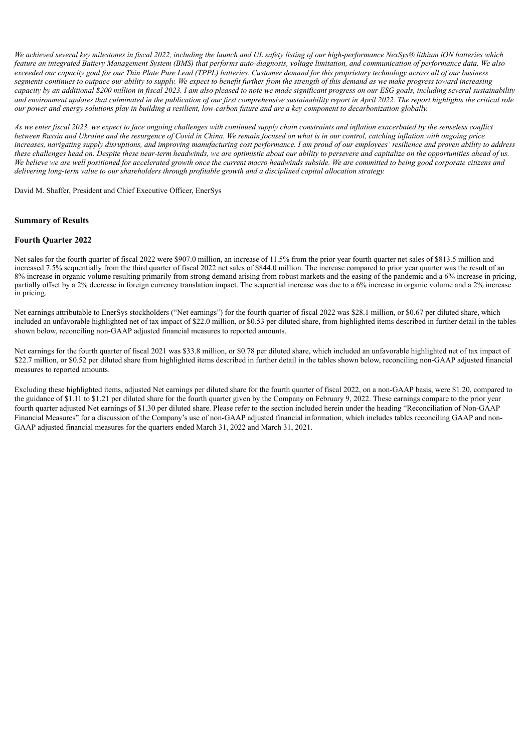*We achieved several key milestones in fiscal 2022, including the launch and UL safety listing of our high-performance NexSys® lithium iON batteries which feature an integrated Battery Management System (BMS) that performs auto-diagnosis, voltage limitation, and communication of performance data. We also exceeded our capacity goal for our Thin Plate Pure Lead (TPPL) batteries. Customer demand for this proprietary technology across all of our business segments continues to outpace our ability to supply. We expect to benefit further from the strength of this demand as we make progress toward increasing capacity by an additional $200 million in fiscal 2023. I am also pleased to note we made significant progress on our ESG goals, including several sustainability and environment updates that culminated in the publication of our first comprehensive sustainability report in April 2022. The report highlights the critical role our power and energy solutions play in building a resilient, low-carbon future and are a key component to decarbonization globally.*

*As we enter fiscal 2023, we expect to face ongoing challenges with continued supply chain constraints and inflation exacerbated by the senseless conflict between Russia and Ukraine and the resurgence of Covid in China. We remain focused on what is in our control, catching inflation with ongoing price increases, navigating supply disruptions, and improving manufacturing cost performance. I am proud of our employees' resilience and proven ability to address these challenges head on. Despite these near-term headwinds, we are optimistic about our ability to persevere and capitalize on the opportunities ahead of us. We believe we are well positioned for accelerated growth once the current macro headwinds subside. We are committed to being good corporate citizens and delivering long-term value to our shareholders through profitable growth and a disciplined capital allocation strategy.*

David M. Shaffer, President and Chief Executive Officer, EnerSys

## Summary of Results

### Fourth Quarter 2022

Net sales for the fourth quarter of fiscal 2022 were $907.0 million, an increase of 11.5% from the prior year fourth quarter net sales of $813.5 million and increased 7.5% sequentially from the third quarter of fiscal 2022 net sales of $844.0 million. The increase compared to prior year quarter was the result of an 8% increase in organic volume resulting primarily from strong demand arising from robust markets and the easing of the pandemic and a 6% increase in pricing, partially offset by a 2% decrease in foreign currency translation impact. The sequential increase was due to a 6% increase in organic volume and a 2% increase in pricing.

Net earnings attributable to EnerSys stockholders ("Net earnings") for the fourth quarter of fiscal 2022 was $28.1 million, or $0.67 per diluted share, which included an unfavorable highlighted net of tax impact of $22.0 million, or $0.53 per diluted share, from highlighted items described in further detail in the tables shown below, reconciling non-GAAP adjusted financial measures to reported amounts.

Net earnings for the fourth quarter of fiscal 2021 was $33.8 million, or $0.78 per diluted share, which included an unfavorable highlighted net of tax impact of $22.7 million, or $0.52 per diluted share from highlighted items described in further detail in the tables shown below, reconciling non-GAAP adjusted financial measures to reported amounts.

Excluding these highlighted items, adjusted Net earnings per diluted share for the fourth quarter of fiscal 2022, on a non-GAAP basis, were $1.20, compared to the guidance of $1.11 to $1.21 per diluted share for the fourth quarter given by the Company on February 9, 2022. These earnings compare to the prior year fourth quarter adjusted Net earnings of $1.30 per diluted share. Please refer to the section included herein under the heading "Reconciliation of Non-GAAP Financial Measures" for a discussion of the Company's use of non-GAAP adjusted financial information, which includes tables reconciling GAAP and non-GAAP adjusted financial measures for the quarters ended March 31, 2022 and March 31, 2021.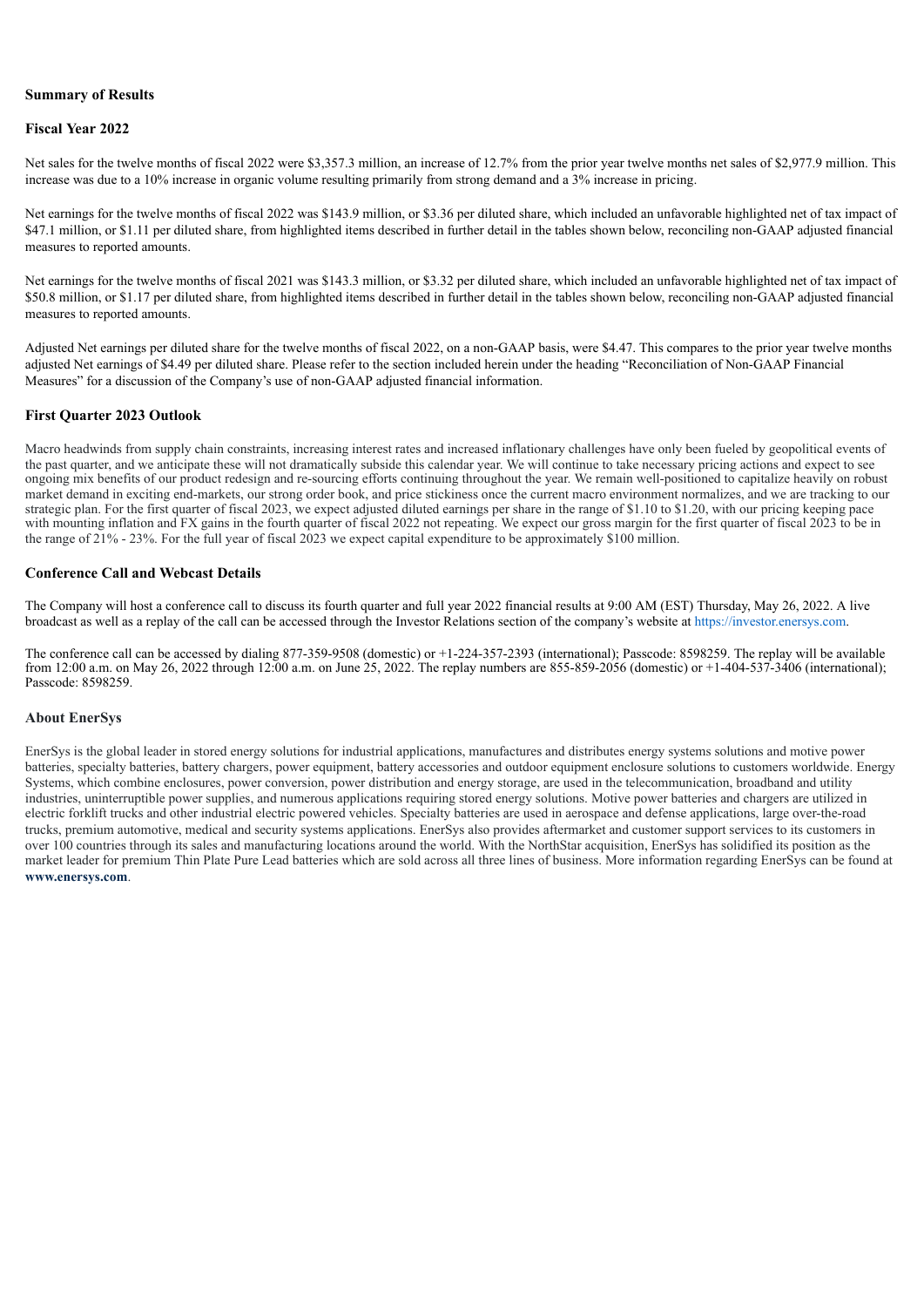## Summary of Results

### Fiscal Year 2022

Net sales for the twelve months of fiscal 2022 were $3,357.3 million, an increase of 12.7% from the prior year twelve months net sales of $2,977.9 million. This increase was due to a 10% increase in organic volume resulting primarily from strong demand and a 3% increase in pricing.

Net earnings for the twelve months of fiscal 2022 was $143.9 million, or $3.36 per diluted share, which included an unfavorable highlighted net of tax impact of $47.1 million, or $1.11 per diluted share, from highlighted items described in further detail in the tables shown below, reconciling non-GAAP adjusted financial measures to reported amounts.

Net earnings for the twelve months of fiscal 2021 was $143.3 million, or $3.32 per diluted share, which included an unfavorable highlighted net of tax impact of $50.8 million, or $1.17 per diluted share, from highlighted items described in further detail in the tables shown below, reconciling non-GAAP adjusted financial measures to reported amounts.

Adjusted Net earnings per diluted share for the twelve months of fiscal 2022, on a non-GAAP basis, were $4.47. This compares to the prior year twelve months adjusted Net earnings of $4.49 per diluted share. Please refer to the section included herein under the heading "Reconciliation of Non-GAAP Financial Measures" for a discussion of the Company's use of non-GAAP adjusted financial information.

### First Quarter 2023 Outlook

Macro headwinds from supply chain constraints, increasing interest rates and increased inflationary challenges have only been fueled by geopolitical events of the past quarter, and we anticipate these will not dramatically subside this calendar year. We will continue to take necessary pricing actions and expect to see ongoing mix benefits of our product redesign and re-sourcing efforts continuing throughout the year. We remain well-positioned to capitalize heavily on robust market demand in exciting end-markets, our strong order book, and price stickiness once the current macro environment normalizes, and we are tracking to our strategic plan. For the first quarter of fiscal 2023, we expect adjusted diluted earnings per share in the range of $1.10 to $1.20, with our pricing keeping pace with mounting inflation and FX gains in the fourth quarter of fiscal 2022 not repeating. We expect our gross margin for the first quarter of fiscal 2023 to be in the range of 21% - 23%. For the full year of fiscal 2023 we expect capital expenditure to be approximately $100 million.

### Conference Call and Webcast Details

The Company will host a conference call to discuss its fourth quarter and full year 2022 financial results at 9:00 AM (EST) Thursday, May 26, 2022. A live broadcast as well as a replay of the call can be accessed through the Investor Relations section of the company's website at https://investor.enersys.com.

The conference call can be accessed by dialing 877-359-9508 (domestic) or +1-224-357-2393 (international); Passcode: 8598259. The replay will be available from 12:00 a.m. on May 26, 2022 through 12:00 a.m. on June 25, 2022. The replay numbers are 855-859-2056 (domestic) or +1-404-537-3406 (international); Passcode: 8598259.

### About EnerSys

EnerSys is the global leader in stored energy solutions for industrial applications, manufactures and distributes energy systems solutions and motive power batteries, specialty batteries, battery chargers, power equipment, battery accessories and outdoor equipment enclosure solutions to customers worldwide. Energy Systems, which combine enclosures, power conversion, power distribution and energy storage, are used in the telecommunication, broadband and utility industries, uninterruptible power supplies, and numerous applications requiring stored energy solutions. Motive power batteries and chargers are utilized in electric forklift trucks and other industrial electric powered vehicles. Specialty batteries are used in aerospace and defense applications, large over-the-road trucks, premium automotive, medical and security systems applications. EnerSys also provides aftermarket and customer support services to its customers in over 100 countries through its sales and manufacturing locations around the world. With the NorthStar acquisition, EnerSys has solidified its position as the market leader for premium Thin Plate Pure Lead batteries which are sold across all three lines of business. More information regarding EnerSys can be found at **www.enersys.com**.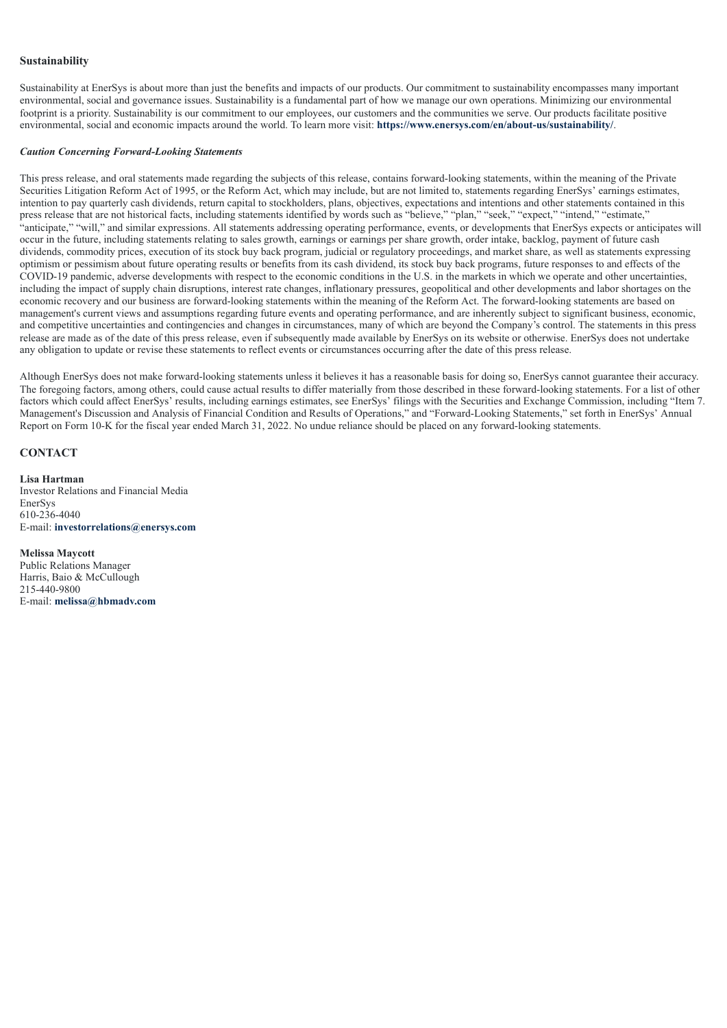### Sustainability

Sustainability at EnerSys is about more than just the benefits and impacts of our products. Our commitment to sustainability encompasses many important environmental, social and governance issues. Sustainability is a fundamental part of how we manage our own operations. Minimizing our environmental footprint is a priority. Sustainability is our commitment to our employees, our customers and the communities we serve. Our products facilitate positive environmental, social and economic impacts around the world. To learn more visit: **https://www.enersys.com/en/about-us/sustainability/**.

***Caution Concerning Forward-Looking Statements***

This press release, and oral statements made regarding the subjects of this release, contains forward-looking statements, within the meaning of the Private Securities Litigation Reform Act of 1995, or the Reform Act, which may include, but are not limited to, statements regarding EnerSys' earnings estimates, intention to pay quarterly cash dividends, return capital to stockholders, plans, objectives, expectations and intentions and other statements contained in this press release that are not historical facts, including statements identified by words such as "believe," "plan," "seek," "expect," "intend," "estimate," "anticipate," "will," and similar expressions. All statements addressing operating performance, events, or developments that EnerSys expects or anticipates will occur in the future, including statements relating to sales growth, earnings or earnings per share growth, order intake, backlog, payment of future cash dividends, commodity prices, execution of its stock buy back program, judicial or regulatory proceedings, and market share, as well as statements expressing optimism or pessimism about future operating results or benefits from its cash dividend, its stock buy back programs, future responses to and effects of the COVID-19 pandemic, adverse developments with respect to the economic conditions in the U.S. in the markets in which we operate and other uncertainties, including the impact of supply chain disruptions, interest rate changes, inflationary pressures, geopolitical and other developments and labor shortages on the economic recovery and our business are forward-looking statements within the meaning of the Reform Act. The forward-looking statements are based on management's current views and assumptions regarding future events and operating performance, and are inherently subject to significant business, economic, and competitive uncertainties and contingencies and changes in circumstances, many of which are beyond the Company's control. The statements in this press release are made as of the date of this press release, even if subsequently made available by EnerSys on its website or otherwise. EnerSys does not undertake any obligation to update or revise these statements to reflect events or circumstances occurring after the date of this press release.

Although EnerSys does not make forward-looking statements unless it believes it has a reasonable basis for doing so, EnerSys cannot guarantee their accuracy. The foregoing factors, among others, could cause actual results to differ materially from those described in these forward-looking statements. For a list of other factors which could affect EnerSys' results, including earnings estimates, see EnerSys' filings with the Securities and Exchange Commission, including "Item 7. Management's Discussion and Analysis of Financial Condition and Results of Operations," and "Forward-Looking Statements," set forth in EnerSys' Annual Report on Form 10-K for the fiscal year ended March 31, 2022. No undue reliance should be placed on any forward-looking statements.

## CONTACT

**Lisa Hartman**
Investor Relations and Financial Media
EnerSys
610-236-4040
E-mail: **investorrelations@enersys.com**

**Melissa Maycott**
Public Relations Manager
Harris, Baio & McCullough
215-440-9800
E-mail: **melissa@hbmadv.com**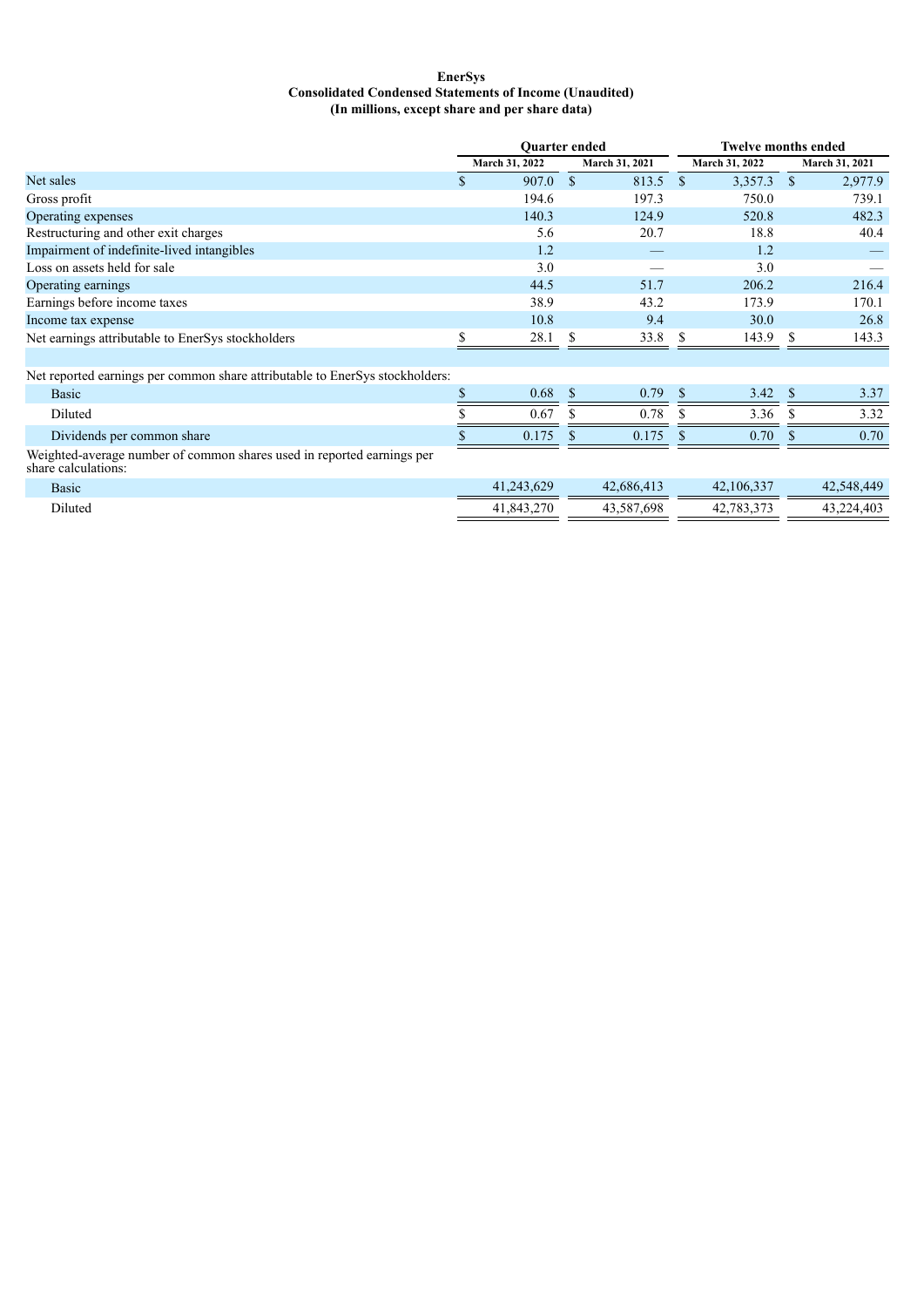**EnerSys**
**Consolidated Condensed Statements of Income (Unaudited)**
**(In millions, except share and per share data)**

| | Quarter ended | | Twelve months ended | |
|---|---|---|---|---|
| | March 31, 2022 | March 31, 2021 | March 31, 2022 | March 31, 2021 |
| Net sales | $ 907.0 | $ 813.5 | $ 3,357.3 | $ 2,977.9 |
| Gross profit | 194.6 | 197.3 | 750.0 | 739.1 |
| Operating expenses | 140.3 | 124.9 | 520.8 | 482.3 |
| Restructuring and other exit charges | 5.6 | 20.7 | 18.8 | 40.4 |
| Impairment of indefinite-lived intangibles | 1.2 | — | 1.2 | — |
| Loss on assets held for sale | 3.0 | — | 3.0 | — |
| Operating earnings | 44.5 | 51.7 | 206.2 | 216.4 |
| Earnings before income taxes | 38.9 | 43.2 | 173.9 | 170.1 |
| Income tax expense | 10.8 | 9.4 | 30.0 | 26.8 |
| Net earnings attributable to EnerSys stockholders | $ 28.1 | $ 33.8 | $ 143.9 | $ 143.3 |
| | | | | |
| Net reported earnings per common share attributable to EnerSys stockholders: | | | | |
| Basic | $ 0.68 | $ 0.79 | $ 3.42 | $ 3.37 |
| Diluted | $ 0.67 | $ 0.78 | $ 3.36 | $ 3.32 |
| Dividends per common share | $ 0.175 | $ 0.175 | $ 0.70 | $ 0.70 |
| Weighted-average number of common shares used in reported earnings per share calculations: | | | | |
| Basic | 41,243,629 | 42,686,413 | 42,106,337 | 42,548,449 |
| Diluted | 41,843,270 | 43,587,698 | 42,783,373 | 43,224,403 |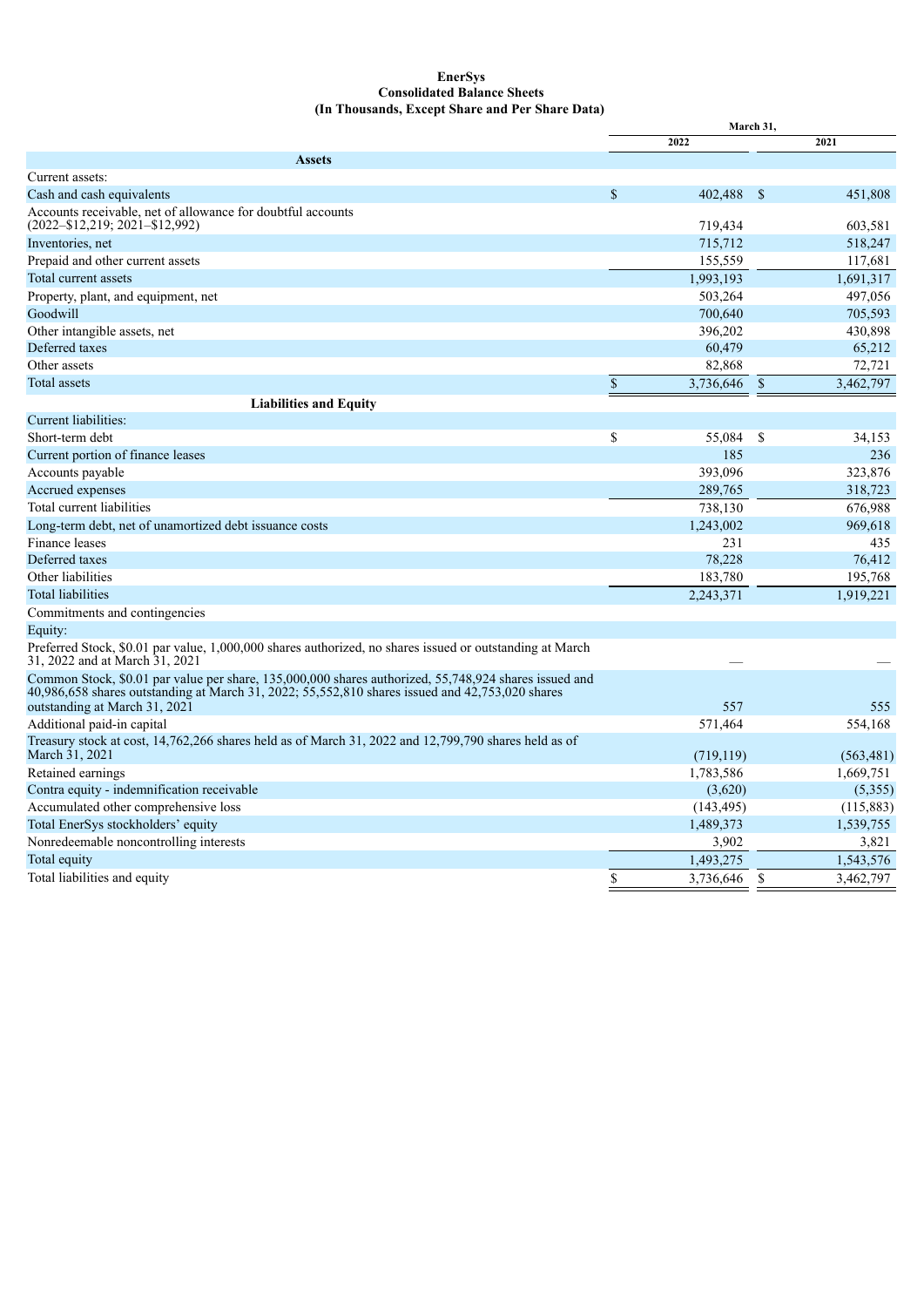# EnerSys
## Consolidated Balance Sheets
### (In Thousands, Except Share and Per Share Data)

| | March 31, 2022 | March 31, 2021 |
|---|---|---|
| **Assets** | | |
| Current assets: | | |
| Cash and cash equivalents | $ 402,488 | $ 451,808 |
| Accounts receivable, net of allowance for doubtful accounts (2022–$12,219; 2021–$12,992) | 719,434 | 603,581 |
| Inventories, net | 715,712 | 518,247 |
| Prepaid and other current assets | 155,559 | 117,681 |
| Total current assets | 1,993,193 | 1,691,317 |
| Property, plant, and equipment, net | 503,264 | 497,056 |
| Goodwill | 700,640 | 705,593 |
| Other intangible assets, net | 396,202 | 430,898 |
| Deferred taxes | 60,479 | 65,212 |
| Other assets | 82,868 | 72,721 |
| Total assets | $ 3,736,646 | $ 3,462,797 |
| **Liabilities and Equity** | | |
| Current liabilities: | | |
| Short-term debt | $ 55,084 | $ 34,153 |
| Current portion of finance leases | 185 | 236 |
| Accounts payable | 393,096 | 323,876 |
| Accrued expenses | 289,765 | 318,723 |
| Total current liabilities | 738,130 | 676,988 |
| Long-term debt, net of unamortized debt issuance costs | 1,243,002 | 969,618 |
| Finance leases | 231 | 435 |
| Deferred taxes | 78,228 | 76,412 |
| Other liabilities | 183,780 | 195,768 |
| Total liabilities | 2,243,371 | 1,919,221 |
| Commitments and contingencies | | |
| Equity: | | |
| Preferred Stock, $0.01 par value, 1,000,000 shares authorized, no shares issued or outstanding at March 31, 2022 and at March 31, 2021 | — | — |
| Common Stock, $0.01 par value per share, 135,000,000 shares authorized, 55,748,924 shares issued and 40,986,658 shares outstanding at March 31, 2022; 55,552,810 shares issued and 42,753,020 shares outstanding at March 31, 2021 | 557 | 555 |
| Additional paid-in capital | 571,464 | 554,168 |
| Treasury stock at cost, 14,762,266 shares held as of March 31, 2022 and 12,799,790 shares held as of March 31, 2021 | (719,119) | (563,481) |
| Retained earnings | 1,783,586 | 1,669,751 |
| Contra equity - indemnification receivable | (3,620) | (5,355) |
| Accumulated other comprehensive loss | (143,495) | (115,883) |
| Total EnerSys stockholders' equity | 1,489,373 | 1,539,755 |
| Nonredeemable noncontrolling interests | 3,902 | 3,821 |
| Total equity | 1,493,275 | 1,543,576 |
| Total liabilities and equity | $ 3,736,646 | $ 3,462,797 |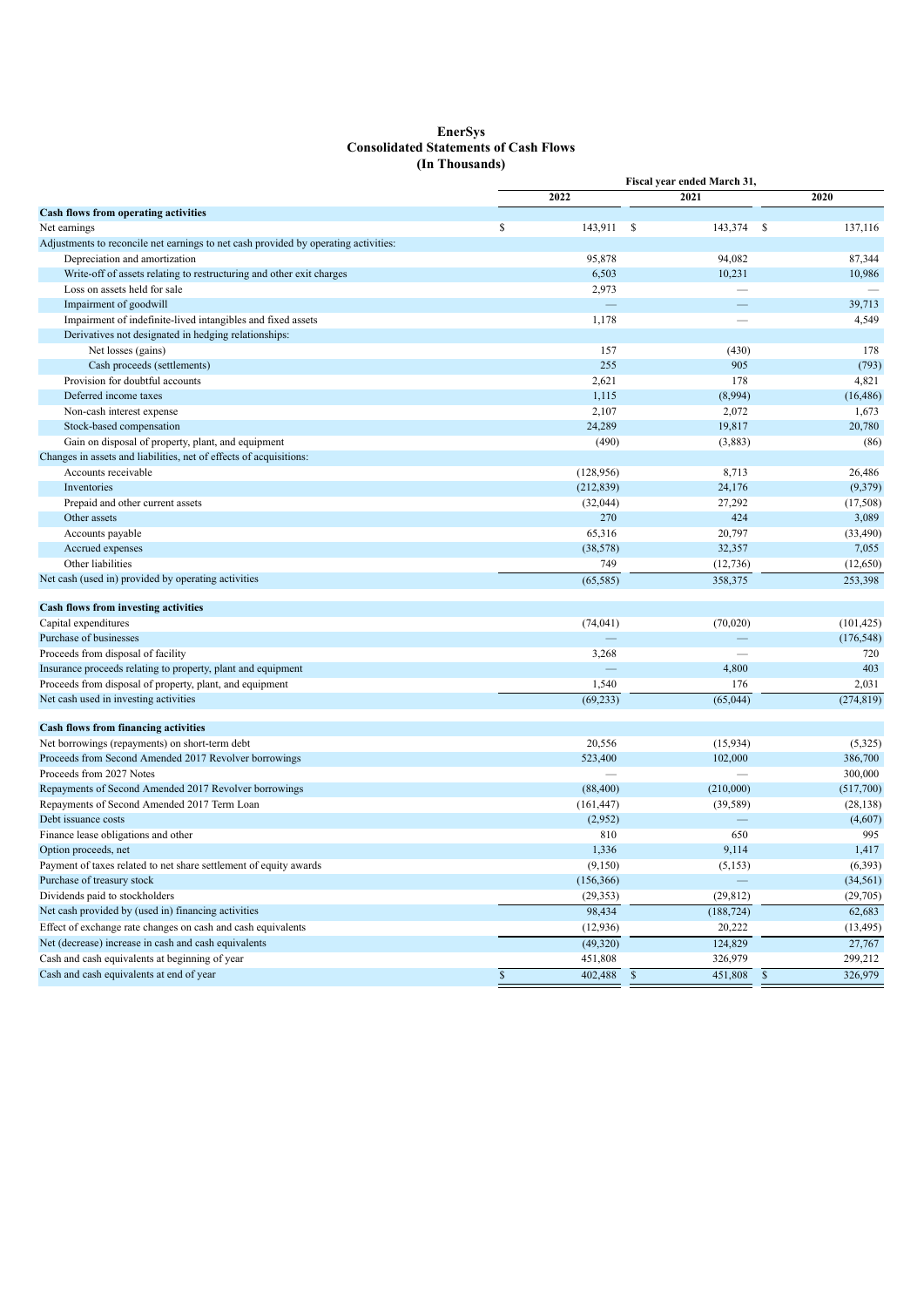# EnerSys
## Consolidated Statements of Cash Flows
### (In Thousands)

| | Fiscal year ended March 31, | | |
|---|---|---|---|
| | 2022 | 2021 | 2020 |
| **Cash flows from operating activities** | | | |
| Net earnings | $ 143,911 | $ 143,374 | $ 137,116 |
| Adjustments to reconcile net earnings to net cash provided by operating activities: | | | |
| Depreciation and amortization | 95,878 | 94,082 | 87,344 |
| Write-off of assets relating to restructuring and other exit charges | 6,503 | 10,231 | 10,986 |
| Loss on assets held for sale | 2,973 | — | — |
| Impairment of goodwill | — | — | 39,713 |
| Impairment of indefinite-lived intangibles and fixed assets | 1,178 | — | 4,549 |
| Derivatives not designated in hedging relationships: | | | |
| Net losses (gains) | 157 | (430) | 178 |
| Cash proceeds (settlements) | 255 | 905 | (793) |
| Provision for doubtful accounts | 2,621 | 178 | 4,821 |
| Deferred income taxes | 1,115 | (8,994) | (16,486) |
| Non-cash interest expense | 2,107 | 2,072 | 1,673 |
| Stock-based compensation | 24,289 | 19,817 | 20,780 |
| Gain on disposal of property, plant, and equipment | (490) | (3,883) | (86) |
| Changes in assets and liabilities, net of effects of acquisitions: | | | |
| Accounts receivable | (128,956) | 8,713 | 26,486 |
| Inventories | (212,839) | 24,176 | (9,379) |
| Prepaid and other current assets | (32,044) | 27,292 | (17,508) |
| Other assets | 270 | 424 | 3,089 |
| Accounts payable | 65,316 | 20,797 | (33,490) |
| Accrued expenses | (38,578) | 32,357 | 7,055 |
| Other liabilities | 749 | (12,736) | (12,650) |
| Net cash (used in) provided by operating activities | (65,585) | 358,375 | 253,398 |
| **Cash flows from investing activities** | | | |
| Capital expenditures | (74,041) | (70,020) | (101,425) |
| Purchase of businesses | — | — | (176,548) |
| Proceeds from disposal of facility | 3,268 | — | 720 |
| Insurance proceeds relating to property, plant and equipment | — | 4,800 | 403 |
| Proceeds from disposal of property, plant, and equipment | 1,540 | 176 | 2,031 |
| Net cash used in investing activities | (69,233) | (65,044) | (274,819) |
| **Cash flows from financing activities** | | | |
| Net borrowings (repayments) on short-term debt | 20,556 | (15,934) | (5,325) |
| Proceeds from Second Amended 2017 Revolver borrowings | 523,400 | 102,000 | 386,700 |
| Proceeds from 2027 Notes | — | — | 300,000 |
| Repayments of Second Amended 2017 Revolver borrowings | (88,400) | (210,000) | (517,700) |
| Repayments of Second Amended 2017 Term Loan | (161,447) | (39,589) | (28,138) |
| Debt issuance costs | (2,952) | — | (4,607) |
| Finance lease obligations and other | 810 | 650 | 995 |
| Option proceeds, net | 1,336 | 9,114 | 1,417 |
| Payment of taxes related to net share settlement of equity awards | (9,150) | (5,153) | (6,393) |
| Purchase of treasury stock | (156,366) | — | (34,561) |
| Dividends paid to stockholders | (29,353) | (29,812) | (29,705) |
| Net cash provided by (used in) financing activities | 98,434 | (188,724) | 62,683 |
| Effect of exchange rate changes on cash and cash equivalents | (12,936) | 20,222 | (13,495) |
| Net (decrease) increase in cash and cash equivalents | (49,320) | 124,829 | 27,767 |
| Cash and cash equivalents at beginning of year | 451,808 | 326,979 | 299,212 |
| Cash and cash equivalents at end of year | $ 402,488 | $ 451,808 | $ 326,979 |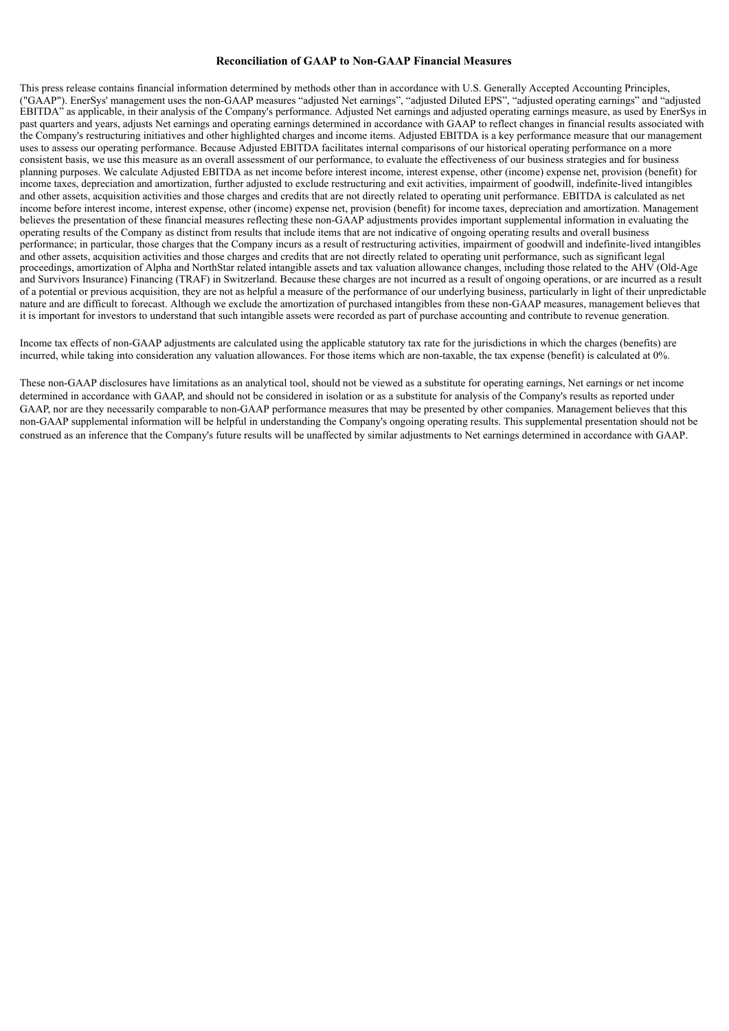**Reconciliation of GAAP to Non-GAAP Financial Measures**

This press release contains financial information determined by methods other than in accordance with U.S. Generally Accepted Accounting Principles, ("GAAP"). EnerSys' management uses the non-GAAP measures "adjusted Net earnings", "adjusted Diluted EPS", "adjusted operating earnings" and "adjusted EBITDA" as applicable, in their analysis of the Company's performance. Adjusted Net earnings and adjusted operating earnings measure, as used by EnerSys in past quarters and years, adjusts Net earnings and operating earnings determined in accordance with GAAP to reflect changes in financial results associated with the Company's restructuring initiatives and other highlighted charges and income items. Adjusted EBITDA is a key performance measure that our management uses to assess our operating performance. Because Adjusted EBITDA facilitates internal comparisons of our historical operating performance on a more consistent basis, we use this measure as an overall assessment of our performance, to evaluate the effectiveness of our business strategies and for business planning purposes. We calculate Adjusted EBITDA as net income before interest income, interest expense, other (income) expense net, provision (benefit) for income taxes, depreciation and amortization, further adjusted to exclude restructuring and exit activities, impairment of goodwill, indefinite-lived intangibles and other assets, acquisition activities and those charges and credits that are not directly related to operating unit performance. EBITDA is calculated as net income before interest income, interest expense, other (income) expense net, provision (benefit) for income taxes, depreciation and amortization. Management believes the presentation of these financial measures reflecting these non-GAAP adjustments provides important supplemental information in evaluating the operating results of the Company as distinct from results that include items that are not indicative of ongoing operating results and overall business performance; in particular, those charges that the Company incurs as a result of restructuring activities, impairment of goodwill and indefinite-lived intangibles and other assets, acquisition activities and those charges and credits that are not directly related to operating unit performance, such as significant legal proceedings, amortization of Alpha and NorthStar related intangible assets and tax valuation allowance changes, including those related to the AHV (Old-Age and Survivors Insurance) Financing (TRAF) in Switzerland. Because these charges are not incurred as a result of ongoing operations, or are incurred as a result of a potential or previous acquisition, they are not as helpful a measure of the performance of our underlying business, particularly in light of their unpredictable nature and are difficult to forecast. Although we exclude the amortization of purchased intangibles from these non-GAAP measures, management believes that it is important for investors to understand that such intangible assets were recorded as part of purchase accounting and contribute to revenue generation.

Income tax effects of non-GAAP adjustments are calculated using the applicable statutory tax rate for the jurisdictions in which the charges (benefits) are incurred, while taking into consideration any valuation allowances. For those items which are non-taxable, the tax expense (benefit) is calculated at 0%.

These non-GAAP disclosures have limitations as an analytical tool, should not be viewed as a substitute for operating earnings, Net earnings or net income determined in accordance with GAAP, and should not be considered in isolation or as a substitute for analysis of the Company's results as reported under GAAP, nor are they necessarily comparable to non-GAAP performance measures that may be presented by other companies. Management believes that this non-GAAP supplemental information will be helpful in understanding the Company's ongoing operating results. This supplemental presentation should not be construed as an inference that the Company's future results will be unaffected by similar adjustments to Net earnings determined in accordance with GAAP.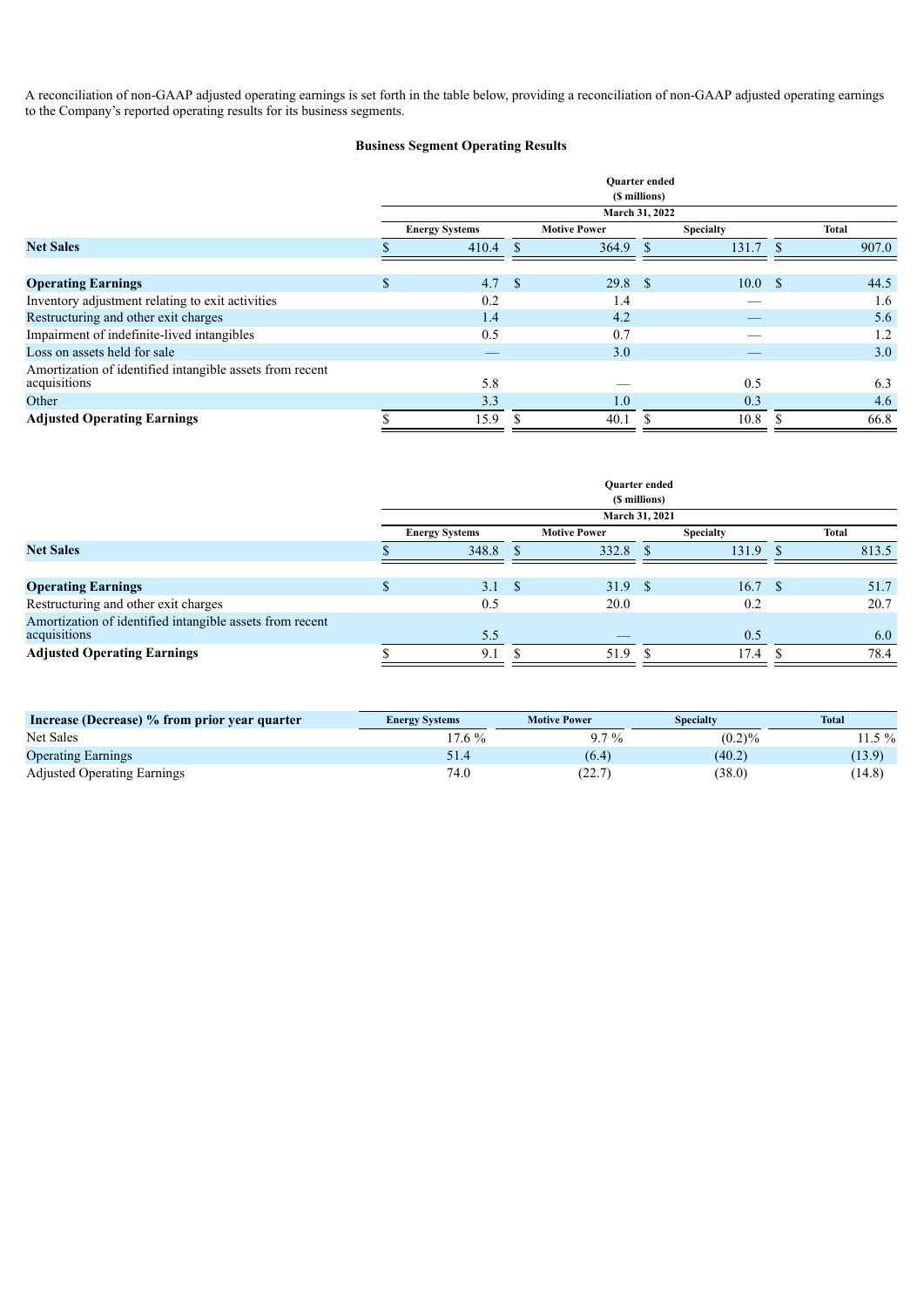A reconciliation of non-GAAP adjusted operating earnings is set forth in the table below, providing a reconciliation of non-GAAP adjusted operating earnings to the Company's reported operating results for its business segments.

**Business Segment Operating Results**

| | Quarter ended ($ millions) March 31, 2022 | | | |
|---|---|---|---|---|
| | **Energy Systems** | **Motive Power** | **Specialty** | **Total** |
| **Net Sales** | $ 410.4 | $ 364.9 | $ 131.7 | $ 907.0 |
| | | | | |
| **Operating Earnings** | $ 4.7 | $ 29.8 | $ 10.0 | $ 44.5 |
| Inventory adjustment relating to exit activities | 0.2 | 1.4 | — | 1.6 |
| Restructuring and other exit charges | 1.4 | 4.2 | — | 5.6 |
| Impairment of indefinite-lived intangibles | 0.5 | 0.7 | — | 1.2 |
| Loss on assets held for sale | — | 3.0 | — | 3.0 |
| Amortization of identified intangible assets from recent acquisitions | 5.8 | — | 0.5 | 6.3 |
| Other | 3.3 | 1.0 | 0.3 | 4.6 |
| **Adjusted Operating Earnings** | $ 15.9 | $ 40.1 | $ 10.8 | $ 66.8 |

| | Quarter ended ($ millions) March 31, 2021 | | | |
|---|---|---|---|---|
| | **Energy Systems** | **Motive Power** | **Specialty** | **Total** |
| **Net Sales** | $ 348.8 | $ 332.8 | $ 131.9 | $ 813.5 |
| | | | | |
| **Operating Earnings** | $ 3.1 | $ 31.9 | $ 16.7 | $ 51.7 |
| Restructuring and other exit charges | 0.5 | 20.0 | 0.2 | 20.7 |
| Amortization of identified intangible assets from recent acquisitions | 5.5 | — | 0.5 | 6.0 |
| **Adjusted Operating Earnings** | $ 9.1 | $ 51.9 | $ 17.4 | $ 78.4 |

| **Increase (Decrease) % from prior year quarter** | **Energy Systems** | **Motive Power** | **Specialty** | **Total** |
|---|---|---|---|---|
| Net Sales | 17.6 % | 9.7 % | (0.2)% | 11.5 % |
| Operating Earnings | 51.4 | (6.4) | (40.2) | (13.9) |
| Adjusted Operating Earnings | 74.0 | (22.7) | (38.0) | (14.8) |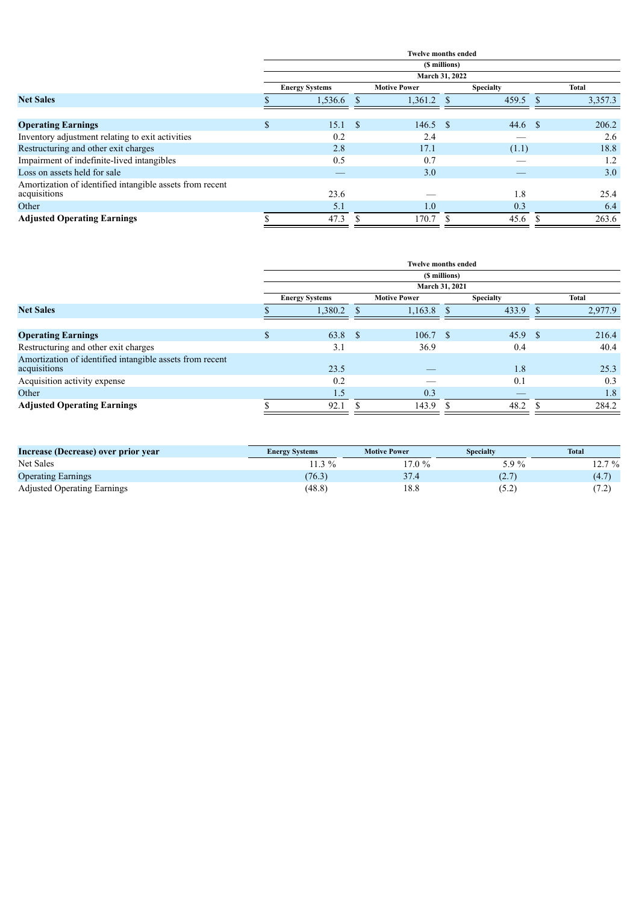| | Twelve months ended | | | |
|---|---|---|---|---|
| | ($ millions) | | | |
| | March 31, 2022 | | | |
| | Energy Systems | Motive Power | Specialty | Total |
| **Net Sales** | $ 1,536.6 | $ 1,361.2 | $ 459.5 | $ 3,357.3 |
| | | | | |
| **Operating Earnings** | $ 15.1 | $ 146.5 | $ 44.6 | $ 206.2 |
| Inventory adjustment relating to exit activities | 0.2 | 2.4 | — | 2.6 |
| Restructuring and other exit charges | 2.8 | 17.1 | (1.1) | 18.8 |
| Impairment of indefinite-lived intangibles | 0.5 | 0.7 | — | 1.2 |
| Loss on assets held for sale | — | 3.0 | — | 3.0 |
| Amortization of identified intangible assets from recent acquisitions | 23.6 | — | 1.8 | 25.4 |
| Other | 5.1 | 1.0 | 0.3 | 6.4 |
| **Adjusted Operating Earnings** | $ 47.3 | $ 170.7 | $ 45.6 | $ 263.6 |

| | Twelve months ended | | | |
|---|---|---|---|---|
| | ($ millions) | | | |
| | March 31, 2021 | | | |
| | Energy Systems | Motive Power | Specialty | Total |
| **Net Sales** | $ 1,380.2 | $ 1,163.8 | $ 433.9 | $ 2,977.9 |
| | | | | |
| **Operating Earnings** | $ 63.8 | $ 106.7 | $ 45.9 | $ 216.4 |
| Restructuring and other exit charges | 3.1 | 36.9 | 0.4 | 40.4 |
| Amortization of identified intangible assets from recent acquisitions | 23.5 | — | 1.8 | 25.3 |
| Acquisition activity expense | 0.2 | — | 0.1 | 0.3 |
| Other | 1.5 | 0.3 | — | 1.8 |
| **Adjusted Operating Earnings** | $ 92.1 | $ 143.9 | $ 48.2 | $ 284.2 |

| **Increase (Decrease) over prior year** | Energy Systems | Motive Power | Specialty | Total |
|---|---|---|---|---|
| Net Sales | 11.3 % | 17.0 % | 5.9 % | 12.7 % |
| Operating Earnings | (76.3) | 37.4 | (2.7) | (4.7) |
| Adjusted Operating Earnings | (48.8) | 18.8 | (5.2) | (7.2) |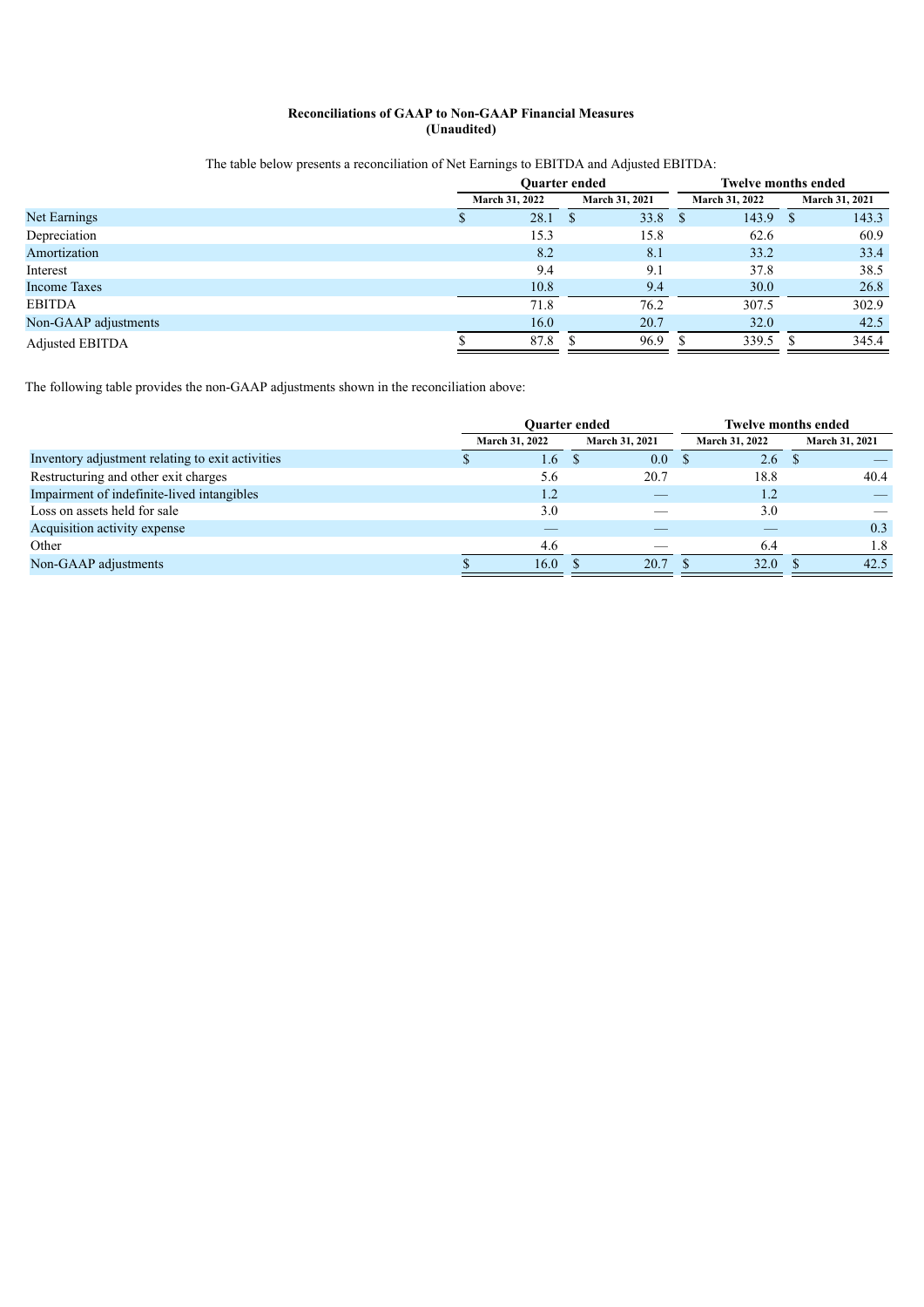**Reconciliations of GAAP to Non-GAAP Financial Measures**
**(Unaudited)**

The table below presents a reconciliation of Net Earnings to EBITDA and Adjusted EBITDA:

| | Quarter ended | | Twelve months ended | |
|---|---|---|---|---|
| | March 31, 2022 | March 31, 2021 | March 31, 2022 | March 31, 2021 |
| Net Earnings | $ 28.1 | $ 33.8 | $ 143.9 | $ 143.3 |
| Depreciation | 15.3 | 15.8 | 62.6 | 60.9 |
| Amortization | 8.2 | 8.1 | 33.2 | 33.4 |
| Interest | 9.4 | 9.1 | 37.8 | 38.5 |
| Income Taxes | 10.8 | 9.4 | 30.0 | 26.8 |
| EBITDA | 71.8 | 76.2 | 307.5 | 302.9 |
| Non-GAAP adjustments | 16.0 | 20.7 | 32.0 | 42.5 |
| Adjusted EBITDA | $ 87.8 | $ 96.9 | $ 339.5 | $ 345.4 |

The following table provides the non-GAAP adjustments shown in the reconciliation above:

| | Quarter ended | | Twelve months ended | |
|---|---|---|---|---|
| | March 31, 2022 | March 31, 2021 | March 31, 2022 | March 31, 2021 |
| Inventory adjustment relating to exit activities | $ 1.6 | $ 0.0 | $ 2.6 | $ — |
| Restructuring and other exit charges | 5.6 | 20.7 | 18.8 | 40.4 |
| Impairment of indefinite-lived intangibles | 1.2 | — | 1.2 | — |
| Loss on assets held for sale | 3.0 | — | 3.0 | — |
| Acquisition activity expense | — | — | — | 0.3 |
| Other | 4.6 | — | 6.4 | 1.8 |
| Non-GAAP adjustments | $ 16.0 | $ 20.7 | $ 32.0 | $ 42.5 |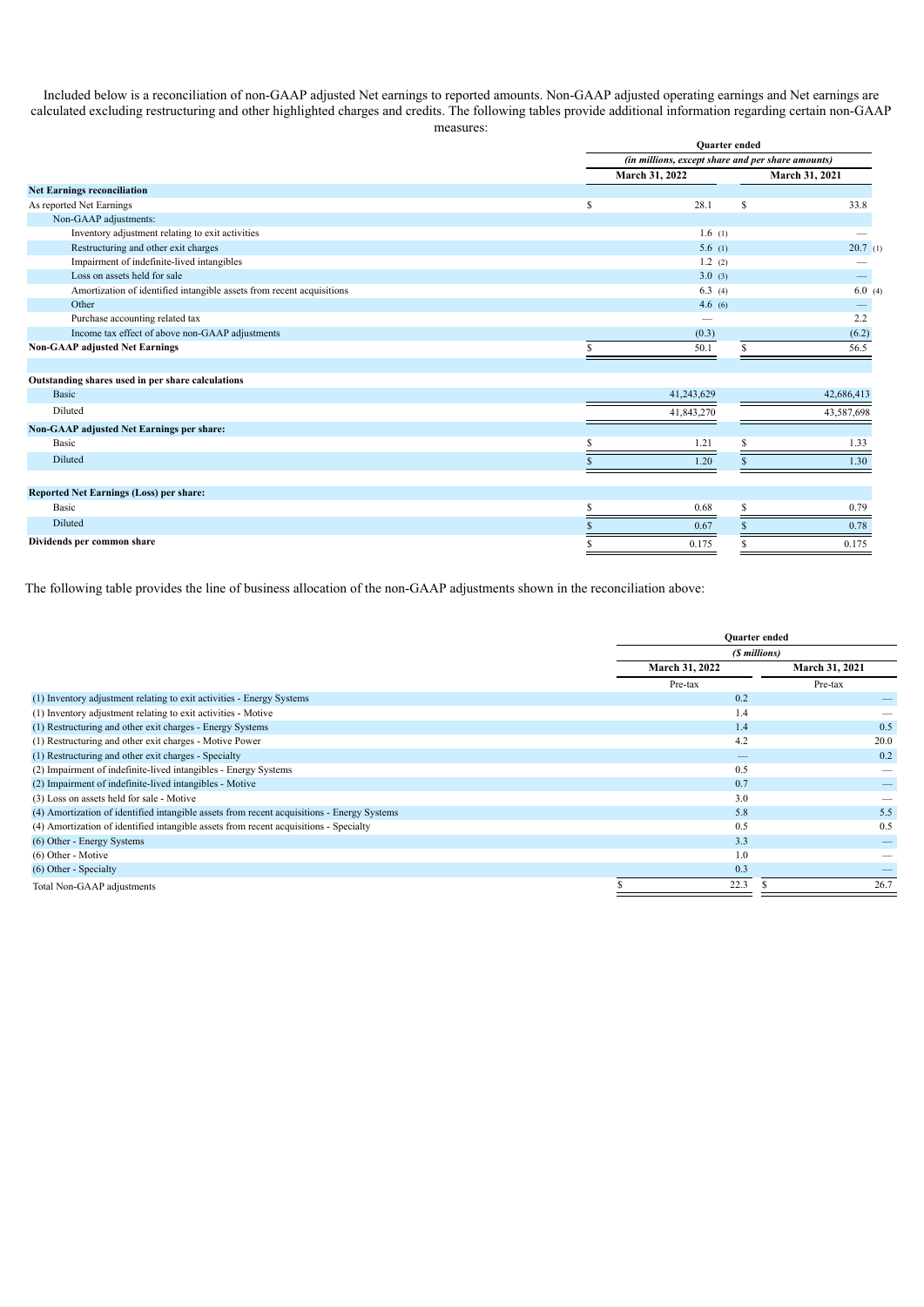Included below is a reconciliation of non-GAAP adjusted Net earnings to reported amounts. Non-GAAP adjusted operating earnings and Net earnings are calculated excluding restructuring and other highlighted charges and credits. The following tables provide additional information regarding certain non-GAAP measures:

| | Quarter ended | |
|---|---|---|
| | (in millions, except share and per share amounts) | |
| | March 31, 2022 | March 31, 2021 |
| **Net Earnings reconciliation** | | |
| As reported Net Earnings | $ 28.1 | $ 33.8 |
| Non-GAAP adjustments: | | |
| Inventory adjustment relating to exit activities | 1.6 (1) | — |
| Restructuring and other exit charges | 5.6 (1) | 20.7 (1) |
| Impairment of indefinite-lived intangibles | 1.2 (2) | — |
| Loss on assets held for sale | 3.0 (3) | — |
| Amortization of identified intangible assets from recent acquisitions | 6.3 (4) | 6.0 (4) |
| Other | 4.6 (6) | — |
| Purchase accounting related tax | — | 2.2 |
| Income tax effect of above non-GAAP adjustments | (0.3) | (6.2) |
| **Non-GAAP adjusted Net Earnings** | $ 50.1 | $ 56.5 |
| | | |
| **Outstanding shares used in per share calculations** | | |
| Basic | 41,243,629 | 42,686,413 |
| Diluted | 41,843,270 | 43,587,698 |
| **Non-GAAP adjusted Net Earnings per share:** | | |
| Basic | $ 1.21 | $ 1.33 |
| Diluted | $ 1.20 | $ 1.30 |
| | | |
| **Reported Net Earnings (Loss) per share:** | | |
| Basic | $ 0.68 | $ 0.79 |
| Diluted | $ 0.67 | $ 0.78 |
| **Dividends per common share** | $ 0.175 | $ 0.175 |

The following table provides the line of business allocation of the non-GAAP adjustments shown in the reconciliation above:

| | Quarter ended | |
|---|---|---|
| | ($ millions) | |
| | March 31, 2022 | March 31, 2021 |
| | Pre-tax | Pre-tax |
| (1) Inventory adjustment relating to exit activities - Energy Systems | 0.2 | — |
| (1) Inventory adjustment relating to exit activities - Motive | 1.4 | — |
| (1) Restructuring and other exit charges - Energy Systems | 1.4 | 0.5 |
| (1) Restructuring and other exit charges - Motive Power | 4.2 | 20.0 |
| (1) Restructuring and other exit charges - Specialty | — | 0.2 |
| (2) Impairment of indefinite-lived intangibles - Energy Systems | 0.5 | — |
| (2) Impairment of indefinite-lived intangibles - Motive | 0.7 | — |
| (3) Loss on assets held for sale - Motive | 3.0 | — |
| (4) Amortization of identified intangible assets from recent acquisitions - Energy Systems | 5.8 | 5.5 |
| (4) Amortization of identified intangible assets from recent acquisitions - Specialty | 0.5 | 0.5 |
| (6) Other - Energy Systems | 3.3 | — |
| (6) Other - Motive | 1.0 | — |
| (6) Other - Specialty | 0.3 | — |
| Total Non-GAAP adjustments | $ 22.3 | $ 26.7 |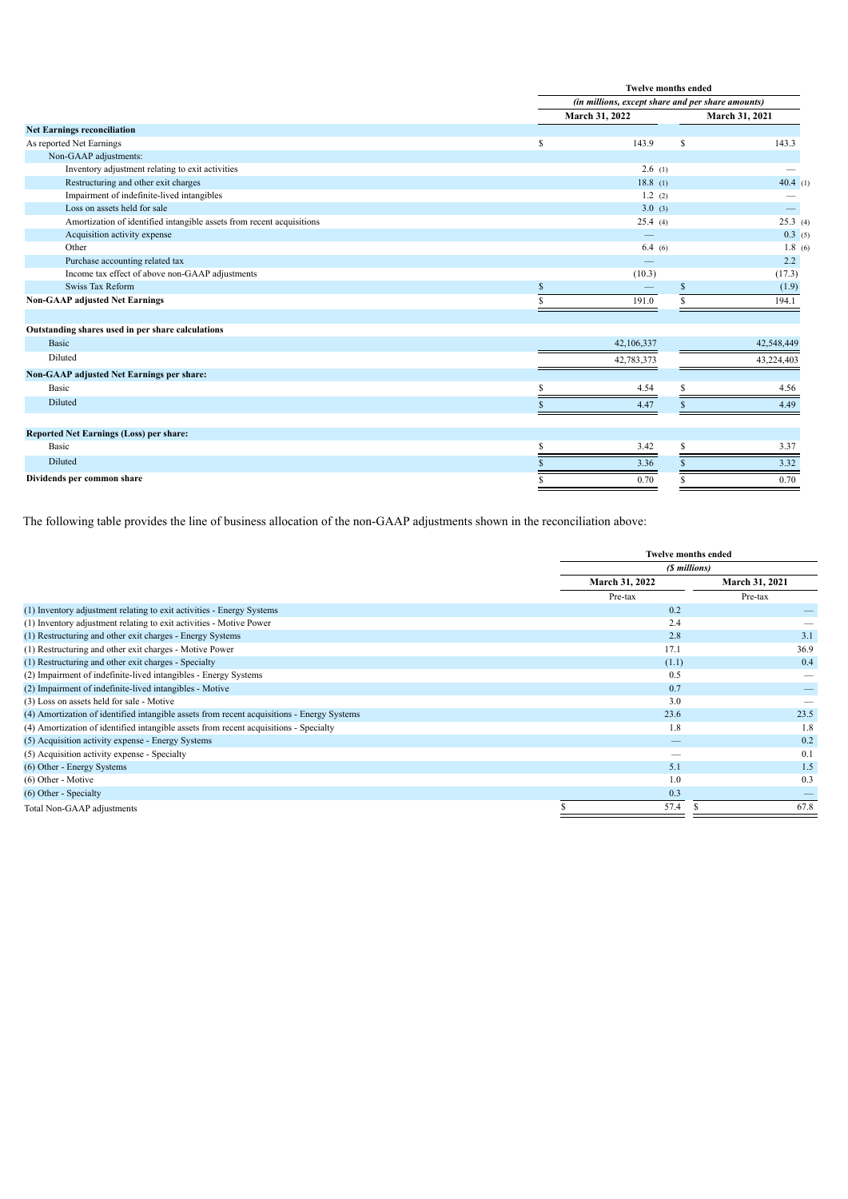| | Twelve months ended | |
|---|---|---|
| | *(in millions, except share and per share amounts)* | |
| | **March 31, 2022** | **March 31, 2021** |
| **Net Earnings reconciliation** | | |
| As reported Net Earnings | $ 143.9 | $ 143.3 |
| Non-GAAP adjustments: | | |
| Inventory adjustment relating to exit activities | 2.6 (1) | — |
| Restructuring and other exit charges | 18.8 (1) | 40.4 (1) |
| Impairment of indefinite-lived intangibles | 1.2 (2) | — |
| Loss on assets held for sale | 3.0 (3) | — |
| Amortization of identified intangible assets from recent acquisitions | 25.4 (4) | 25.3 (4) |
| Acquisition activity expense | — | 0.3 (5) |
| Other | 6.4 (6) | 1.8 (6) |
| Purchase accounting related tax | — | 2.2 |
| Income tax effect of above non-GAAP adjustments | (10.3) | (17.3) |
| Swiss Tax Reform | $ — | $ (1.9) |
| **Non-GAAP adjusted Net Earnings** | $ 191.0 | $ 194.1 |
| | | |
| **Outstanding shares used in per share calculations** | | |
| Basic | 42,106,337 | 42,548,449 |
| Diluted | 42,783,373 | 43,224,403 |
| **Non-GAAP adjusted Net Earnings per share:** | | |
| Basic | $ 4.54 | $ 4.56 |
| Diluted | $ 4.47 | $ 4.49 |
| | | |
| **Reported Net Earnings (Loss) per share:** | | |
| Basic | $ 3.42 | $ 3.37 |
| Diluted | $ 3.36 | $ 3.32 |
| **Dividends per common share** | $ 0.70 | $ 0.70 |

The following table provides the line of business allocation of the non-GAAP adjustments shown in the reconciliation above:

| | Twelve months ended | |
|---|---|---|
| | *($ millions)* | |
| | **March 31, 2022** | **March 31, 2021** |
| | Pre-tax | Pre-tax |
| (1) Inventory adjustment relating to exit activities - Energy Systems | 0.2 | — |
| (1) Inventory adjustment relating to exit activities - Motive Power | 2.4 | — |
| (1) Restructuring and other exit charges - Energy Systems | 2.8 | 3.1 |
| (1) Restructuring and other exit charges - Motive Power | 17.1 | 36.9 |
| (1) Restructuring and other exit charges - Specialty | (1.1) | 0.4 |
| (2) Impairment of indefinite-lived intangibles - Energy Systems | 0.5 | — |
| (2) Impairment of indefinite-lived intangibles - Motive | 0.7 | — |
| (3) Loss on assets held for sale - Motive | 3.0 | — |
| (4) Amortization of identified intangible assets from recent acquisitions - Energy Systems | 23.6 | 23.5 |
| (4) Amortization of identified intangible assets from recent acquisitions - Specialty | 1.8 | 1.8 |
| (5) Acquisition activity expense - Energy Systems | — | 0.2 |
| (5) Acquisition activity expense - Specialty | — | 0.1 |
| (6) Other - Energy Systems | 5.1 | 1.5 |
| (6) Other - Motive | 1.0 | 0.3 |
| (6) Other - Specialty | 0.3 | — |
| Total Non-GAAP adjustments | $ 57.4 | $ 67.8 |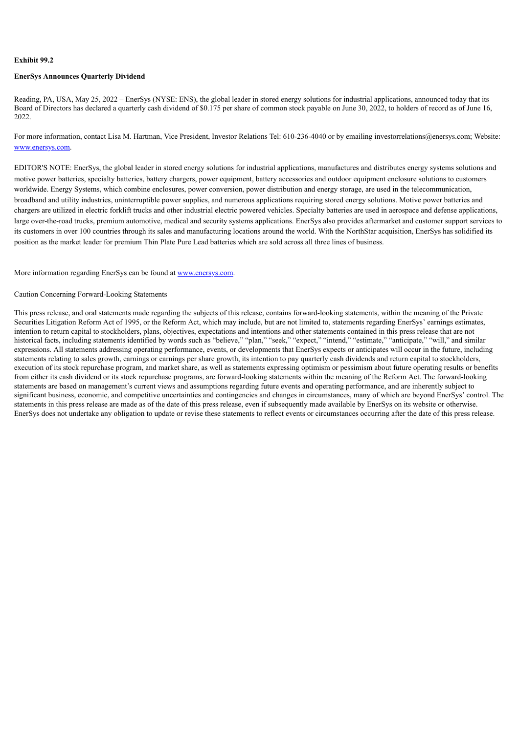**Exhibit 99.2**

**EnerSys Announces Quarterly Dividend**

Reading, PA, USA, May 25, 2022 – EnerSys (NYSE: ENS), the global leader in stored energy solutions for industrial applications, announced today that its Board of Directors has declared a quarterly cash dividend of $0.175 per share of common stock payable on June 30, 2022, to holders of record as of June 16, 2022.

For more information, contact Lisa M. Hartman, Vice President, Investor Relations Tel: 610-236-4040 or by emailing investorrelations@enersys.com; Website: [www.enersys.com](www.enersys.com).

EDITOR'S NOTE: EnerSys, the global leader in stored energy solutions for industrial applications, manufactures and distributes energy systems solutions and motive power batteries, specialty batteries, battery chargers, power equipment, battery accessories and outdoor equipment enclosure solutions to customers worldwide. Energy Systems, which combine enclosures, power conversion, power distribution and energy storage, are used in the telecommunication, broadband and utility industries, uninterruptible power supplies, and numerous applications requiring stored energy solutions. Motive power batteries and chargers are utilized in electric forklift trucks and other industrial electric powered vehicles. Specialty batteries are used in aerospace and defense applications, large over-the-road trucks, premium automotive, medical and security systems applications. EnerSys also provides aftermarket and customer support services to its customers in over 100 countries through its sales and manufacturing locations around the world. With the NorthStar acquisition, EnerSys has solidified its position as the market leader for premium Thin Plate Pure Lead batteries which are sold across all three lines of business.

More information regarding EnerSys can be found at [www.enersys.com](www.enersys.com).

Caution Concerning Forward-Looking Statements

This press release, and oral statements made regarding the subjects of this release, contains forward-looking statements, within the meaning of the Private Securities Litigation Reform Act of 1995, or the Reform Act, which may include, but are not limited to, statements regarding EnerSys' earnings estimates, intention to return capital to stockholders, plans, objectives, expectations and intentions and other statements contained in this press release that are not historical facts, including statements identified by words such as "believe," "plan," "seek," "expect," "intend," "estimate," "anticipate," "will," and similar expressions. All statements addressing operating performance, events, or developments that EnerSys expects or anticipates will occur in the future, including statements relating to sales growth, earnings or earnings per share growth, its intention to pay quarterly cash dividends and return capital to stockholders, execution of its stock repurchase program, and market share, as well as statements expressing optimism or pessimism about future operating results or benefits from either its cash dividend or its stock repurchase programs, are forward-looking statements within the meaning of the Reform Act. The forward-looking statements are based on management's current views and assumptions regarding future events and operating performance, and are inherently subject to significant business, economic, and competitive uncertainties and contingencies and changes in circumstances, many of which are beyond EnerSys' control. The statements in this press release are made as of the date of this press release, even if subsequently made available by EnerSys on its website or otherwise. EnerSys does not undertake any obligation to update or revise these statements to reflect events or circumstances occurring after the date of this press release.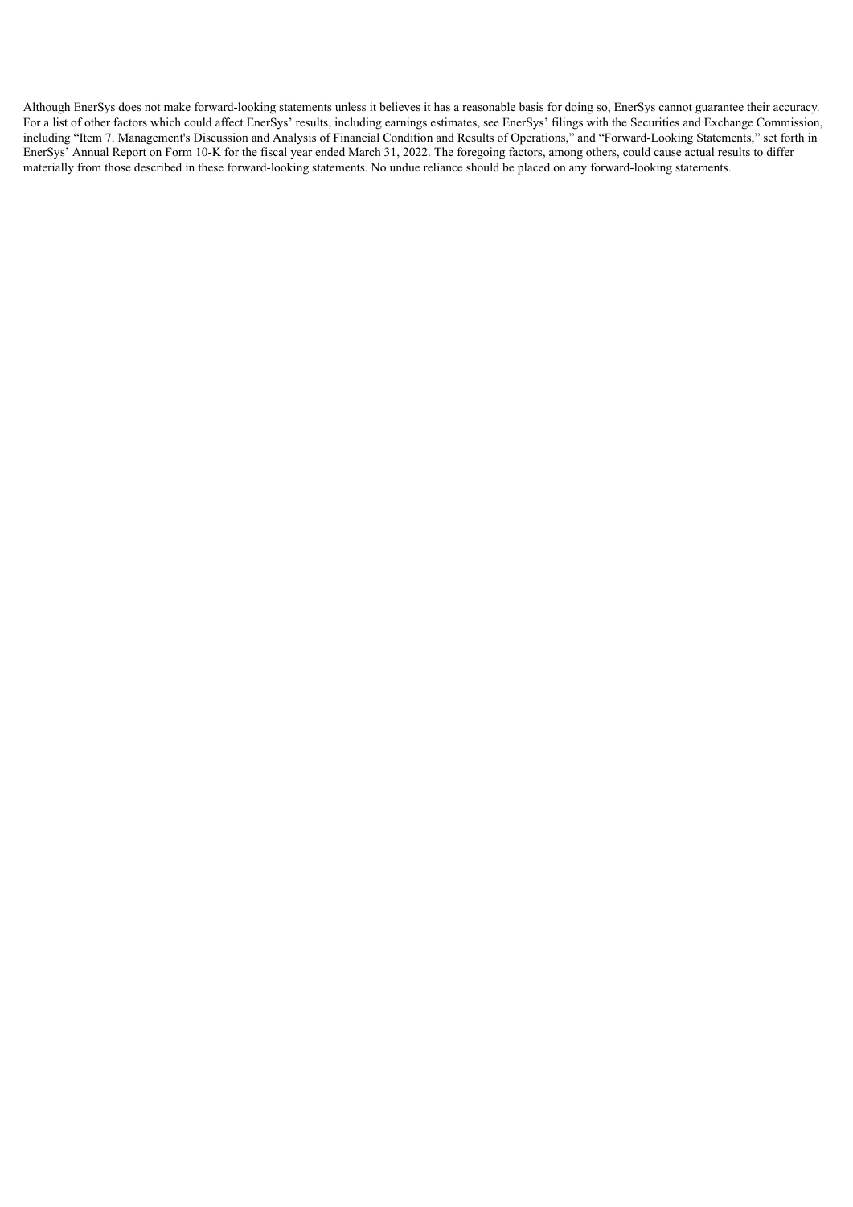Although EnerSys does not make forward-looking statements unless it believes it has a reasonable basis for doing so, EnerSys cannot guarantee their accuracy. For a list of other factors which could affect EnerSys' results, including earnings estimates, see EnerSys' filings with the Securities and Exchange Commission, including "Item 7. Management's Discussion and Analysis of Financial Condition and Results of Operations," and "Forward-Looking Statements," set forth in EnerSys' Annual Report on Form 10-K for the fiscal year ended March 31, 2022. The foregoing factors, among others, could cause actual results to differ materially from those described in these forward-looking statements. No undue reliance should be placed on any forward-looking statements.